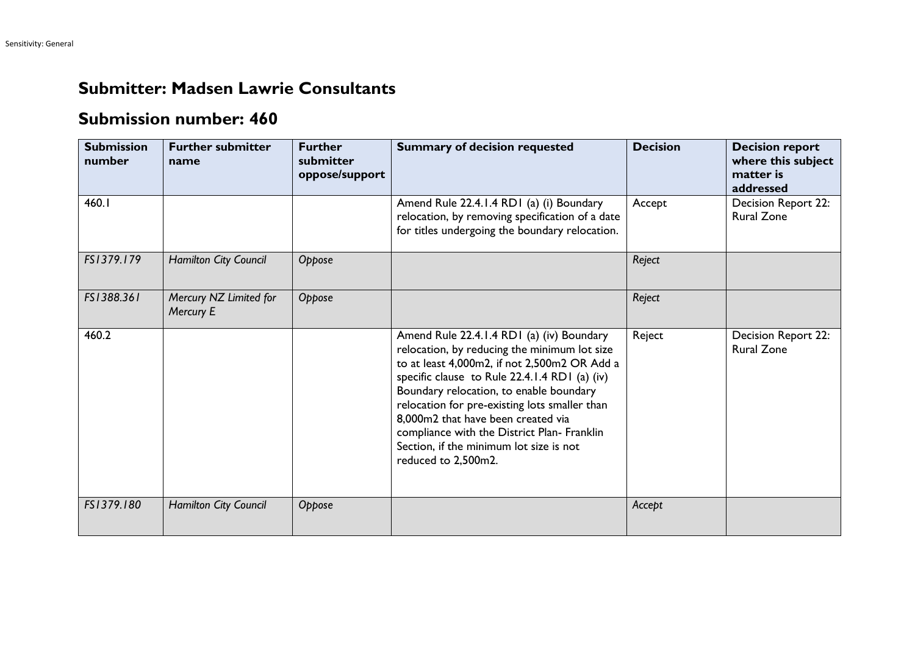## Submitter: Madsen Lawrie Consultants

## Submission number: 460

| Submission number | Further submitter name | Further submitter oppose/support | Summary of decision requested | Decision | Decision report where this subject matter is addressed |
|---|---|---|---|---|---|
| 460.1 | | | Amend Rule 22.4.1.4 RD1 (a) (i) Boundary relocation, by removing specification of a date for titles undergoing the boundary relocation. | Accept | Decision Report 22: Rural Zone |
| *FS1379.179* | *Hamilton City Council* | *Oppose* | | *Reject* | |
| *FS1388.361* | *Mercury NZ Limited for Mercury E* | *Oppose* | | *Reject* | |
| 460.2 | | | Amend Rule 22.4.1.4 RD1 (a) (iv) Boundary relocation, by reducing the minimum lot size to at least 4,000m2, if not 2,500m2 OR Add a specific clause to Rule 22.4.1.4 RD1 (a) (iv) Boundary relocation, to enable boundary relocation for pre-existing lots smaller than 8,000m2 that have been created via compliance with the District Plan- Franklin Section, if the minimum lot size is not reduced to 2,500m2. | Reject | Decision Report 22: Rural Zone |
| *FS1379.180* | *Hamilton City Council* | *Oppose* | | *Accept* | |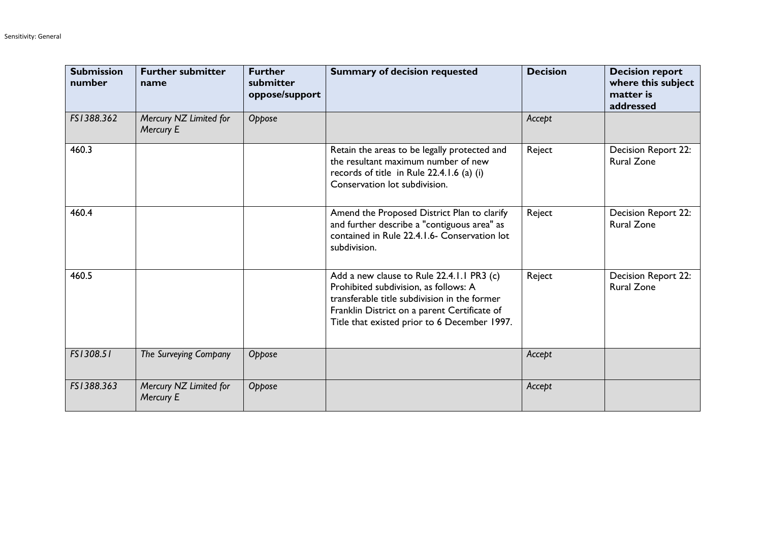| Submission number | Further submitter name | Further submitter oppose/support | Summary of decision requested | Decision | Decision report where this subject matter is addressed |
|---|---|---|---|---|---|
| *FS1388.362* | *Mercury NZ Limited for Mercury E* | *Oppose* | | *Accept* | |
| 460.3 | | | Retain the areas to be legally protected and the resultant maximum number of new records of title in Rule 22.4.1.6 (a) (i) Conservation lot subdivision. | Reject | Decision Report 22: Rural Zone |
| 460.4 | | | Amend the Proposed District Plan to clarify and further describe a "contiguous area" as contained in Rule 22.4.1.6- Conservation lot subdivision. | Reject | Decision Report 22: Rural Zone |
| 460.5 | | | Add a new clause to Rule 22.4.1.1 PR3 (c) Prohibited subdivision, as follows: A transferable title subdivision in the former Franklin District on a parent Certificate of Title that existed prior to 6 December 1997. | Reject | Decision Report 22: Rural Zone |
| *FS1308.51* | *The Surveying Company* | *Oppose* | | *Accept* | |
| *FS1388.363* | *Mercury NZ Limited for Mercury E* | *Oppose* | | *Accept* | |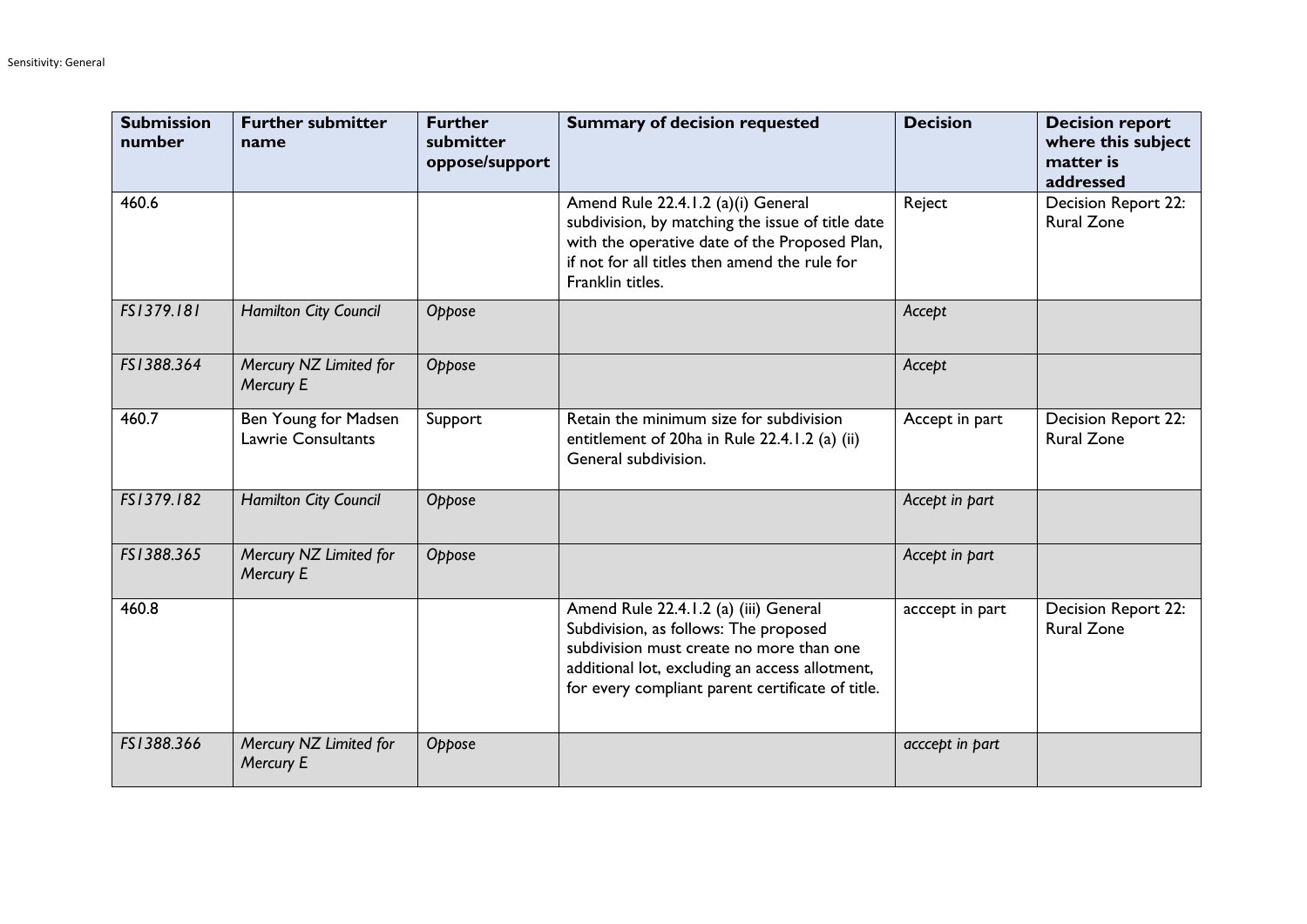| Submission number | Further submitter name | Further submitter oppose/support | Summary of decision requested | Decision | Decision report where this subject matter is addressed |
|---|---|---|---|---|---|
| 460.6 | | | Amend Rule 22.4.1.2 (a)(i) General subdivision, by matching the issue of title date with the operative date of the Proposed Plan, if not for all titles then amend the rule for Franklin titles. | Reject | Decision Report 22: Rural Zone |
| *FS1379.181* | *Hamilton City Council* | *Oppose* | | *Accept* | |
| *FS1388.364* | *Mercury NZ Limited for Mercury E* | *Oppose* | | *Accept* | |
| 460.7 | Ben Young for Madsen Lawrie Consultants | Support | Retain the minimum size for subdivision entitlement of 20ha in Rule 22.4.1.2 (a) (ii) General subdivision. | Accept in part | Decision Report 22: Rural Zone |
| *FS1379.182* | *Hamilton City Council* | *Oppose* | | *Accept in part* | |
| *FS1388.365* | *Mercury NZ Limited for Mercury E* | *Oppose* | | *Accept in part* | |
| 460.8 | | | Amend Rule 22.4.1.2 (a) (iii) General Subdivision, as follows: The proposed subdivision must create no more than one additional lot, excluding an access allotment, for every compliant parent certificate of title. | acccept in part | Decision Report 22: Rural Zone |
| *FS1388.366* | *Mercury NZ Limited for Mercury E* | *Oppose* | | *acccept in part* | |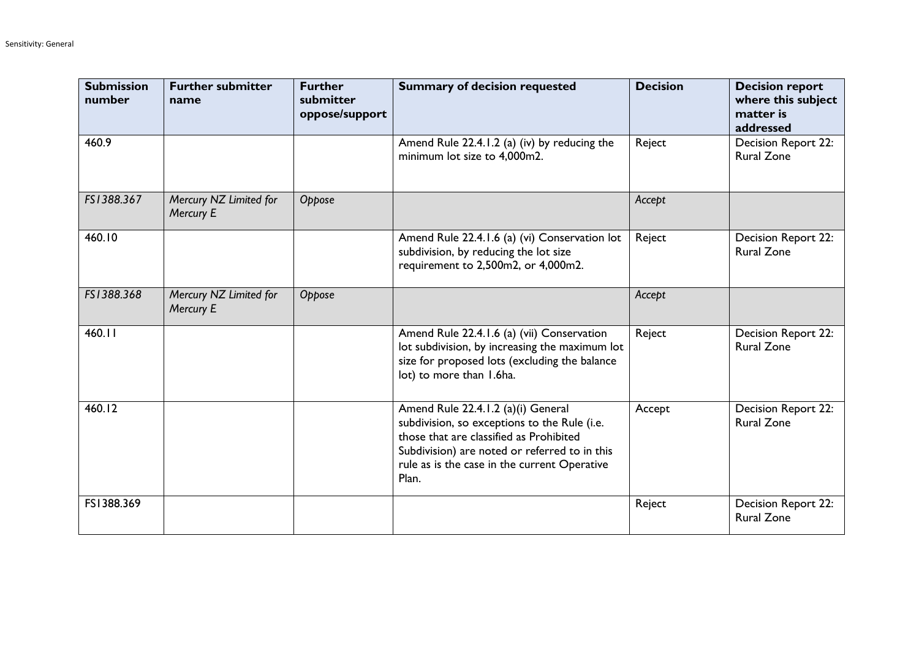| Submission number | Further submitter name | Further submitter oppose/support | Summary of decision requested | Decision | Decision report where this subject matter is addressed |
|---|---|---|---|---|---|
| 460.9 | | | Amend Rule 22.4.1.2 (a) (iv) by reducing the minimum lot size to 4,000m2. | Reject | Decision Report 22: Rural Zone |
| *FS1388.367* | *Mercury NZ Limited for Mercury E* | *Oppose* | | *Accept* | |
| 460.10 | | | Amend Rule 22.4.1.6 (a) (vi) Conservation lot subdivision, by reducing the lot size requirement to 2,500m2, or 4,000m2. | Reject | Decision Report 22: Rural Zone |
| *FS1388.368* | *Mercury NZ Limited for Mercury E* | *Oppose* | | *Accept* | |
| 460.11 | | | Amend Rule 22.4.1.6 (a) (vii) Conservation lot subdivision, by increasing the maximum lot size for proposed lots (excluding the balance lot) to more than 1.6ha. | Reject | Decision Report 22: Rural Zone |
| 460.12 | | | Amend Rule 22.4.1.2 (a)(i) General subdivision, so exceptions to the Rule (i.e. those that are classified as Prohibited Subdivision) are noted or referred to in this rule as is the case in the current Operative Plan. | Accept | Decision Report 22: Rural Zone |
| FS1388.369 | | | | Reject | Decision Report 22: Rural Zone |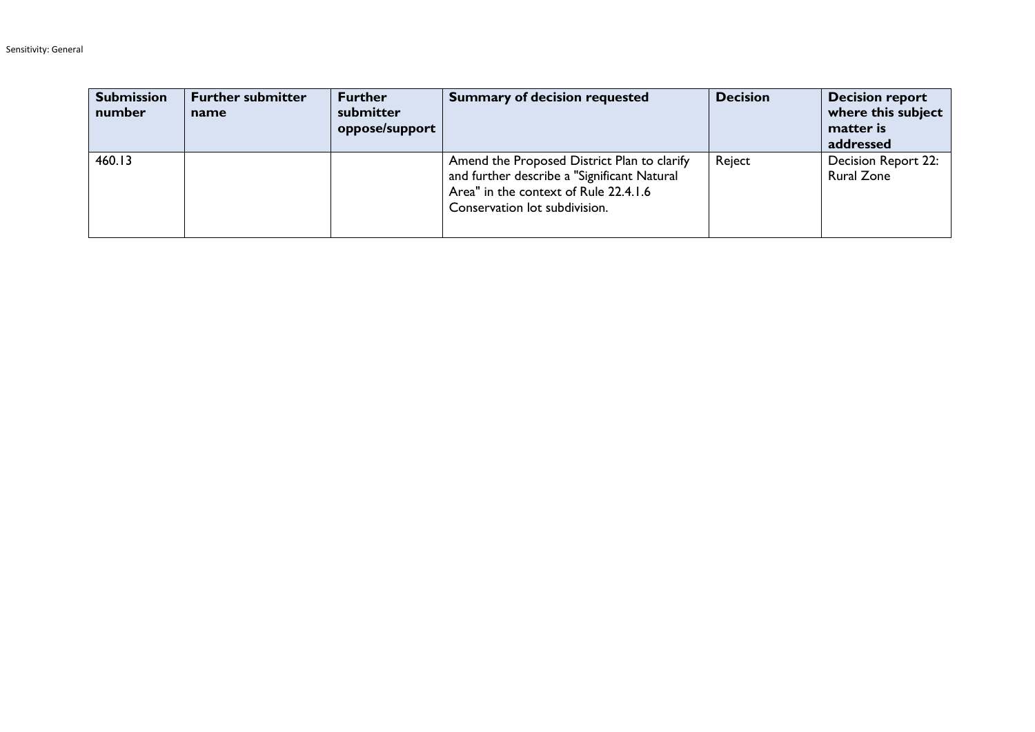| Submission number | Further submitter name | Further submitter oppose/support | Summary of decision requested | Decision | Decision report where this subject matter is addressed |
|---|---|---|---|---|---|
| 460.13 | | | Amend the Proposed District Plan to clarify and further describe a "Significant Natural Area" in the context of Rule 22.4.1.6 Conservation lot subdivision. | Reject | Decision Report 22: Rural Zone |